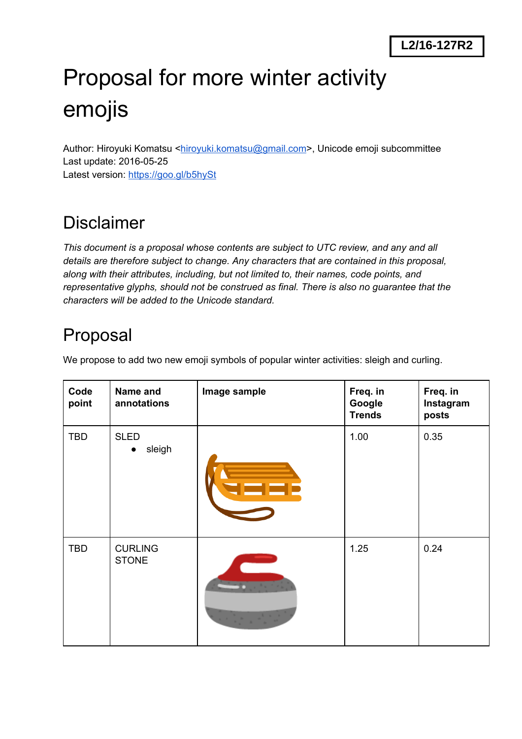L2/16-127R2

# Proposal for more winter activity emojis

Author: Hiroyuki Komatsu <hiroyuki.komatsu@gmail.com>, Unicode emoji subcommittee
Last update: 2016-05-25
Latest version: https://goo.gl/b5hySt

## Disclaimer

*This document is a proposal whose contents are subject to UTC review, and any and all details are therefore subject to change. Any characters that are contained in this proposal, along with their attributes, including, but not limited to, their names, code points, and representative glyphs, should not be construed as final. There is also no guarantee that the characters will be added to the Unicode standard.*

## Proposal

We propose to add two new emoji symbols of popular winter activities: sleigh and curling.

| Code point | Name and annotations | Image sample | Freq. in Google Trends | Freq. in Instagram posts |
|---|---|---|---|---|
| TBD | SLED<br>• sleigh | | 1.00 | 0.35 |
| TBD | CURLING STONE | | 1.25 | 0.24 |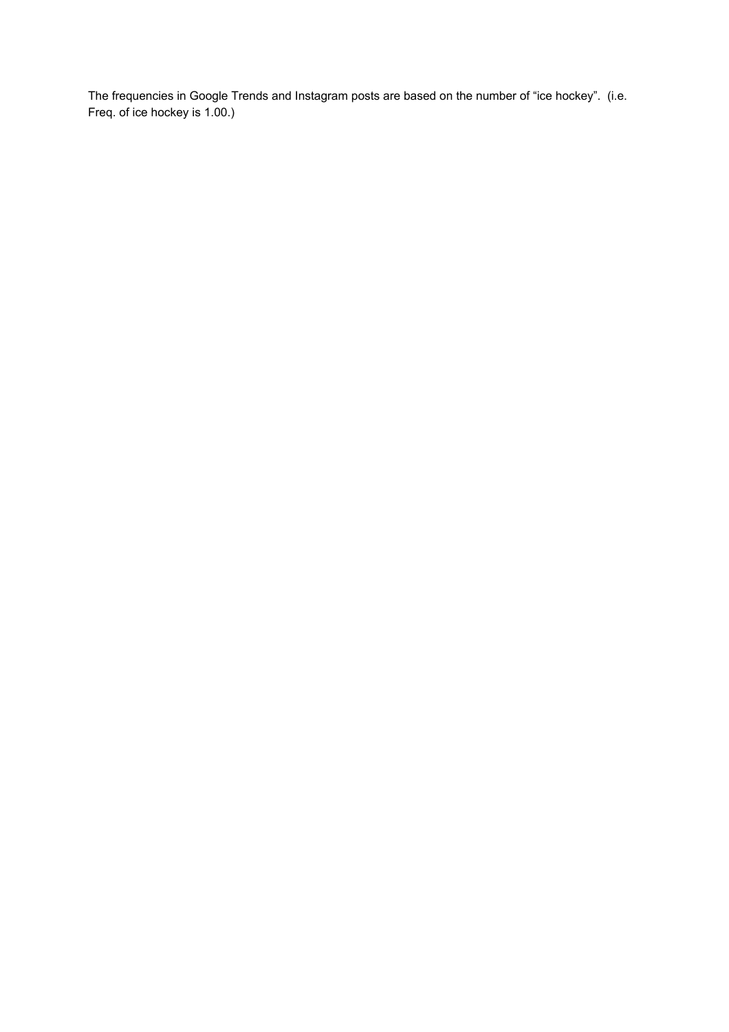The frequencies in Google Trends and Instagram posts are based on the number of “ice hockey”. (i.e. Freq. of ice hockey is 1.00.)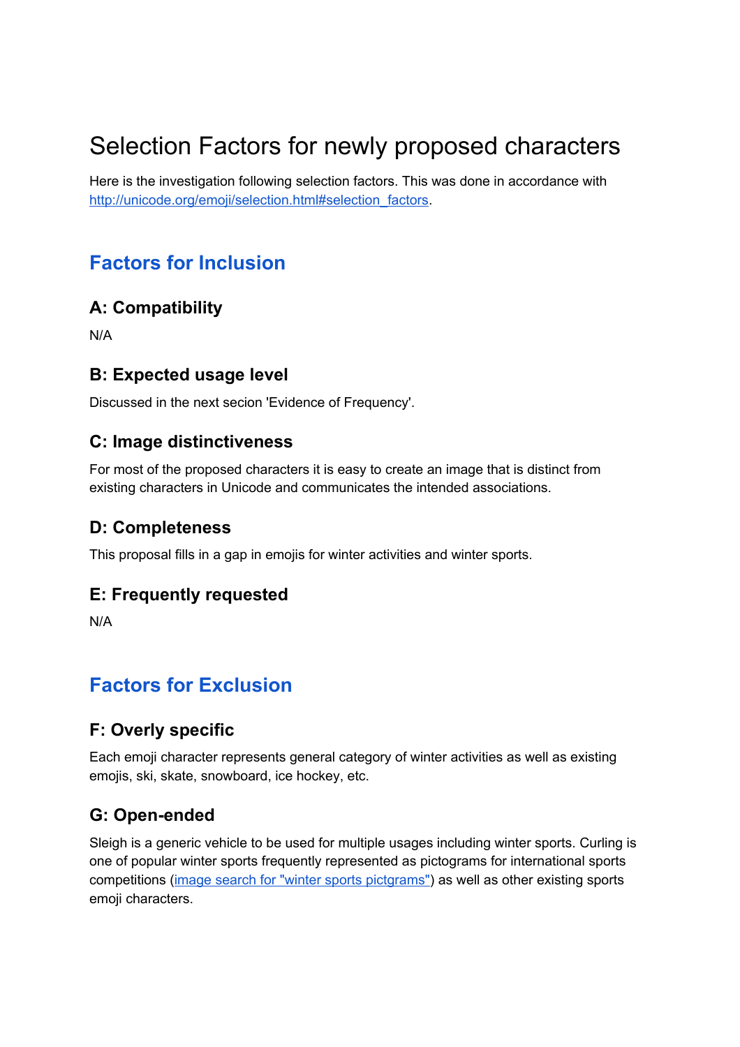# Selection Factors for newly proposed characters

Here is the investigation following selection factors. This was done in accordance with [http://unicode.org/emoji/selection.html#selection_factors](http://unicode.org/emoji/selection.html#selection_factors).

## Factors for Inclusion

### A: Compatibility

N/A

### B: Expected usage level

Discussed in the next secion 'Evidence of Frequency'.

### C: Image distinctiveness

For most of the proposed characters it is easy to create an image that is distinct from existing characters in Unicode and communicates the intended associations.

### D: Completeness

This proposal fills in a gap in emojis for winter activities and winter sports.

### E: Frequently requested

N/A

## Factors for Exclusion

### F: Overly specific

Each emoji character represents general category of winter activities as well as existing emojis, ski, skate, snowboard, ice hockey, etc.

### G: Open-ended

Sleigh is a generic vehicle to be used for multiple usages including winter sports. Curling is one of popular winter sports frequently represented as pictograms for international sports competitions (image search for "winter sports pictgrams") as well as other existing sports emoji characters.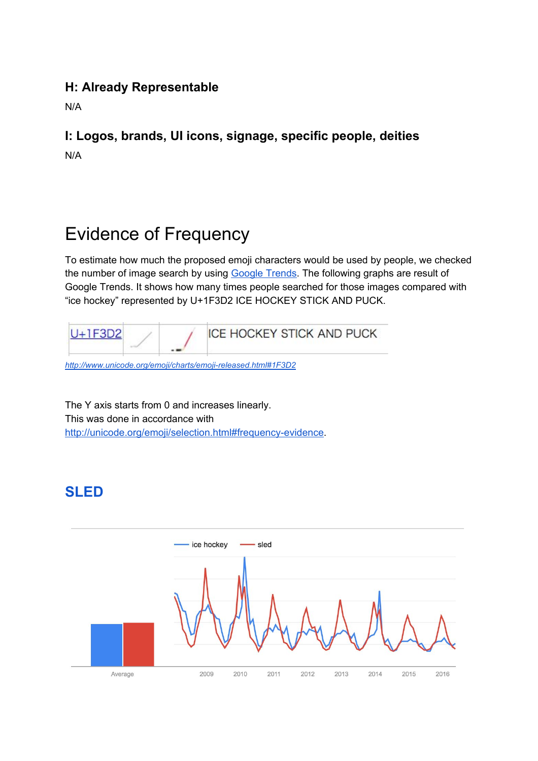### H: Already Representable

N/A

### I: Logos, brands, UI icons, signage, specific people, deities

N/A

# Evidence of Frequency

To estimate how much the proposed emoji characters would be used by people, we checked the number of image search by using Google Trends. The following graphs are result of Google Trends. It shows how many times people searched for those images compared with "ice hockey" represented by U+1F3D2 ICE HOCKEY STICK AND PUCK.

| U+1F3D2 | | | ICE HOCKEY STICK AND PUCK |
|---|---|---|---|

*http://www.unicode.org/emoji/charts/emoji-released.html#1F3D2*

The Y axis starts from 0 and increases linearly.
This was done in accordance with http://unicode.org/emoji/selection.html#frequency-evidence.

## SLED

ice hockey — sled

Average

2009 2010 2011 2012 2013 2014 2015 2016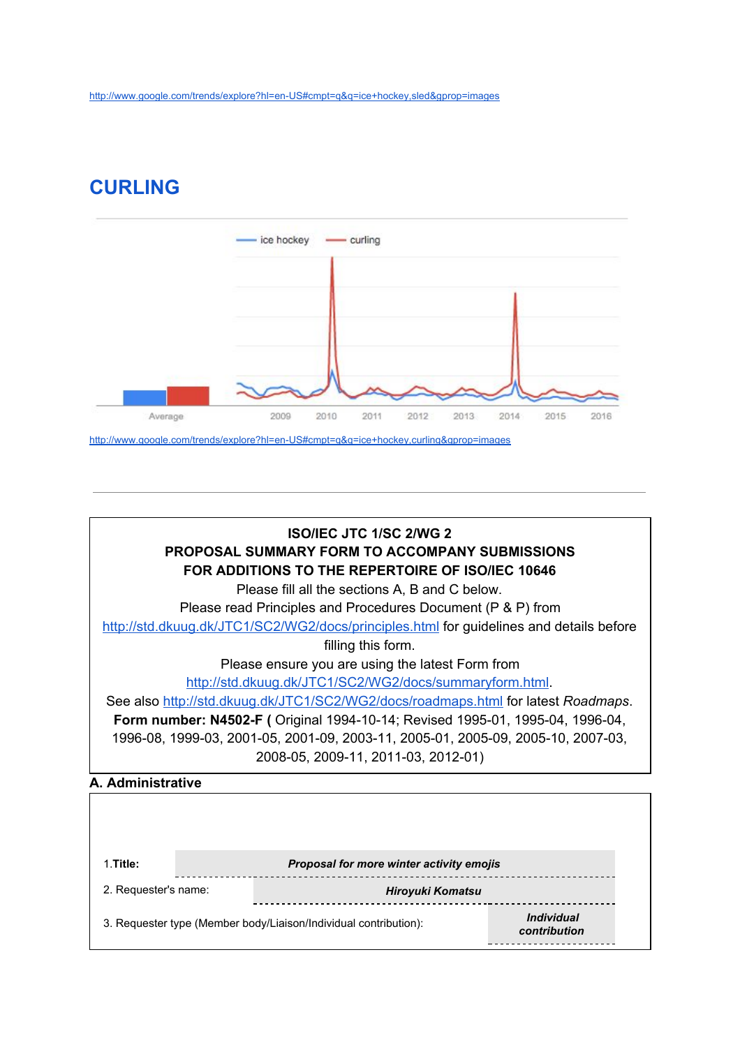http://www.google.com/trends/explore?hl=en-US#cmpt=q&q=ice+hockey,sled&gprop=images

## CURLING

http://www.google.com/trends/explore?hl=en-US#cmpt=q&q=ice+hockey,curling&gprop=images

---

**ISO/IEC JTC 1/SC 2/WG 2**
**PROPOSAL SUMMARY FORM TO ACCOMPANY SUBMISSIONS**
**FOR ADDITIONS TO THE REPERTOIRE OF ISO/IEC 10646**

Please fill all the sections A, B and C below.

Please read Principles and Procedures Document (P & P) from http://std.dkuug.dk/JTC1/SC2/WG2/docs/principles.html for guidelines and details before filling this form.

Please ensure you are using the latest Form from http://std.dkuug.dk/JTC1/SC2/WG2/docs/summaryform.html.

See also http://std.dkuug.dk/JTC1/SC2/WG2/docs/roadmaps.html for latest *Roadmaps*.

**Form number: N4502-F (** Original 1994-10-14; Revised 1995-01, 1995-04, 1996-04, 1996-08, 1999-03, 2001-05, 2001-09, 2003-11, 2005-01, 2005-09, 2005-10, 2007-03, 2008-05, 2009-11, 2011-03, 2012-01)

**A. Administrative**

| | |
|---|---|
| 1.**Title:** | ***Proposal for more winter activity emojis*** |
| 2. Requester's name: | ***Hiroyuki Komatsu*** |
| 3. Requester type (Member body/Liaison/Individual contribution): | ***Individual contribution*** |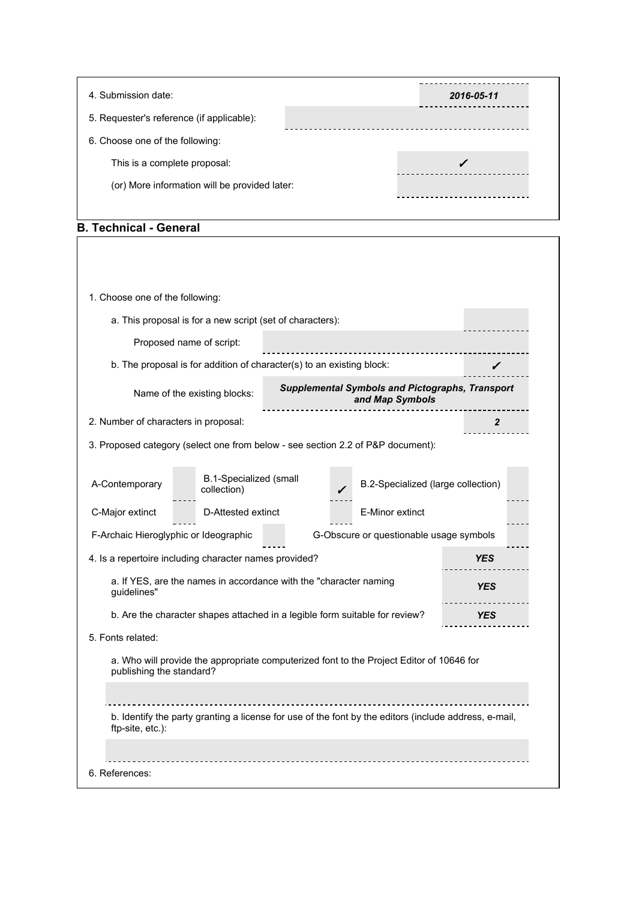4. Submission date: ***2016-05-11***

5. Requester's reference (if applicable):

6. Choose one of the following:

This is a complete proposal: ✓

(or) More information will be provided later:

## B. Technical - General

1. Choose one of the following:

a. This proposal is for a new script (set of characters):

Proposed name of script:

b. The proposal is for addition of character(s) to an existing block: ✓

Name of the existing blocks: ***Supplemental Symbols and Pictographs, Transport and Map Symbols***

2. Number of characters in proposal: ***2***

3. Proposed category (select one from below - see section 2.2 of P&P document):

| | | | | | |
|---|---|---|---|---|---|
| A-Contemporary | | B.1-Specialized (small collection) | ✓ | B.2-Specialized (large collection) | |
| C-Major extinct | | D-Attested extinct | | E-Minor extinct | |
| F-Archaic Hieroglyphic or Ideographic | | | | G-Obscure or questionable usage symbols | |

4. Is a repertoire including character names provided? ***YES***

a. If YES, are the names in accordance with the "character naming guidelines" ***YES***

b. Are the character shapes attached in a legible form suitable for review? ***YES***

5. Fonts related:

a. Who will provide the appropriate computerized font to the Project Editor of 10646 for publishing the standard?

b. Identify the party granting a license for use of the font by the editors (include address, e-mail, ftp-site, etc.):

6. References: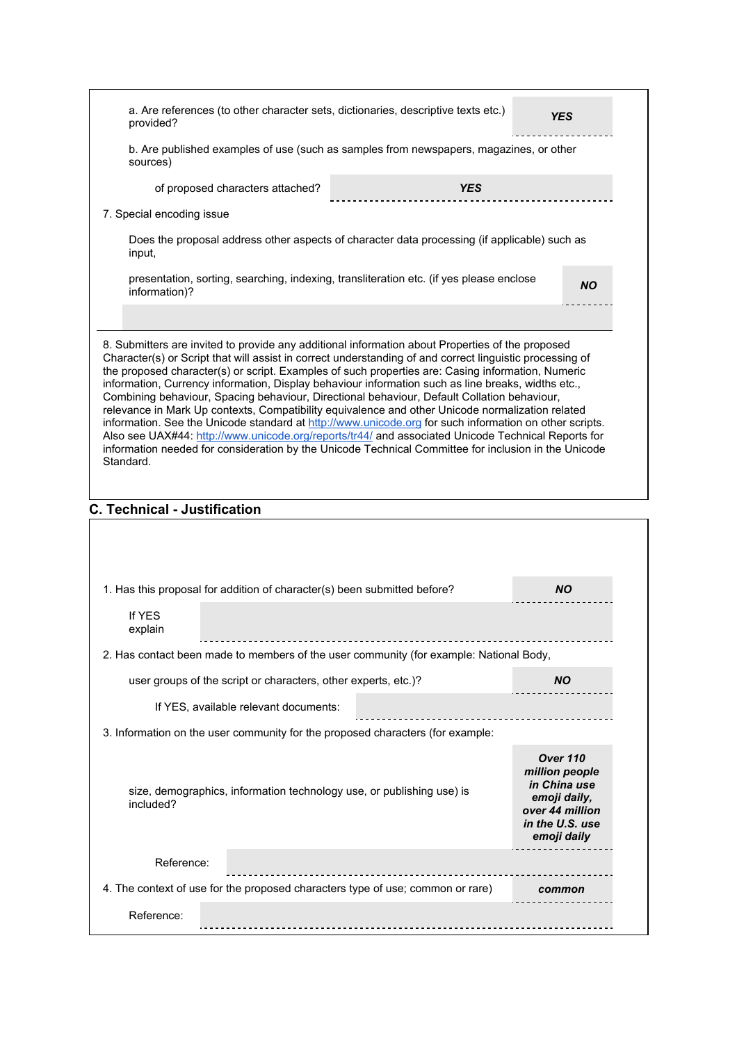| | |
|---|---|
| a. Are references (to other character sets, dictionaries, descriptive texts etc.) provided? | ***YES*** |
| b. Are published examples of use (such as samples from newspapers, magazines, or other sources) | |
| of proposed characters attached? | ***YES*** |
| 7. Special encoding issue | |
| Does the proposal address other aspects of character data processing (if applicable) such as input, | |
| presentation, sorting, searching, indexing, transliteration etc. (if yes please enclose information)? | ***NO*** |

8. Submitters are invited to provide any additional information about Properties of the proposed Character(s) or Script that will assist in correct understanding of and correct linguistic processing of the proposed character(s) or script. Examples of such properties are: Casing information, Numeric information, Currency information, Display behaviour information such as line breaks, widths etc., Combining behaviour, Spacing behaviour, Directional behaviour, Default Collation behaviour, relevance in Mark Up contexts, Compatibility equivalence and other Unicode normalization related information. See the Unicode standard at http://www.unicode.org for such information on other scripts. Also see UAX#44: http://www.unicode.org/reports/tr44/ and associated Unicode Technical Reports for information needed for consideration by the Unicode Technical Committee for inclusion in the Unicode Standard.

## C. Technical - Justification

| | |
|---|---|
| 1. Has this proposal for addition of character(s) been submitted before? | ***NO*** |
| If YES explain | |
| 2. Has contact been made to members of the user community (for example: National Body, | |
| user groups of the script or characters, other experts, etc.)? | ***NO*** |
| If YES, available relevant documents: | |
| 3. Information on the user community for the proposed characters (for example: | |
| size, demographics, information technology use, or publishing use) is included? | ***Over 110 million people in China use emoji daily, over 44 million in the U.S. use emoji daily*** |
| Reference: | |
| 4. The context of use for the proposed characters type of use; common or rare) | ***common*** |
| Reference: | |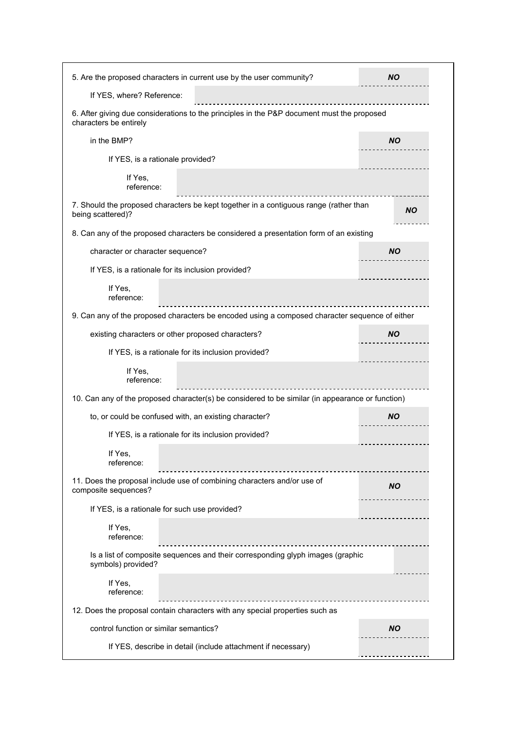| | |
|---|---|
| 5. Are the proposed characters in current use by the user community? | ***NO*** |
| If YES, where? Reference: | |
| 6. After giving due considerations to the principles in the P&P document must the proposed characters be entirely | |
| in the BMP? | ***NO*** |
| If YES, is a rationale provided? | |
| If Yes, reference: | |
| 7. Should the proposed characters be kept together in a contiguous range (rather than being scattered)? | ***NO*** |
| 8. Can any of the proposed characters be considered a presentation form of an existing | |
| character or character sequence? | ***NO*** |
| If YES, is a rationale for its inclusion provided? | |
| If Yes, reference: | |
| 9. Can any of the proposed characters be encoded using a composed character sequence of either | |
| existing characters or other proposed characters? | ***NO*** |
| If YES, is a rationale for its inclusion provided? | |
| If Yes, reference: | |
| 10. Can any of the proposed character(s) be considered to be similar (in appearance or function) | |
| to, or could be confused with, an existing character? | ***NO*** |
| If YES, is a rationale for its inclusion provided? | |
| If Yes, reference: | |
| 11. Does the proposal include use of combining characters and/or use of composite sequences? | ***NO*** |
| If YES, is a rationale for such use provided? | |
| If Yes, reference: | |
| Is a list of composite sequences and their corresponding glyph images (graphic symbols) provided? | |
| If Yes, reference: | |
| 12. Does the proposal contain characters with any special properties such as | |
| control function or similar semantics? | ***NO*** |
| If YES, describe in detail (include attachment if necessary) | |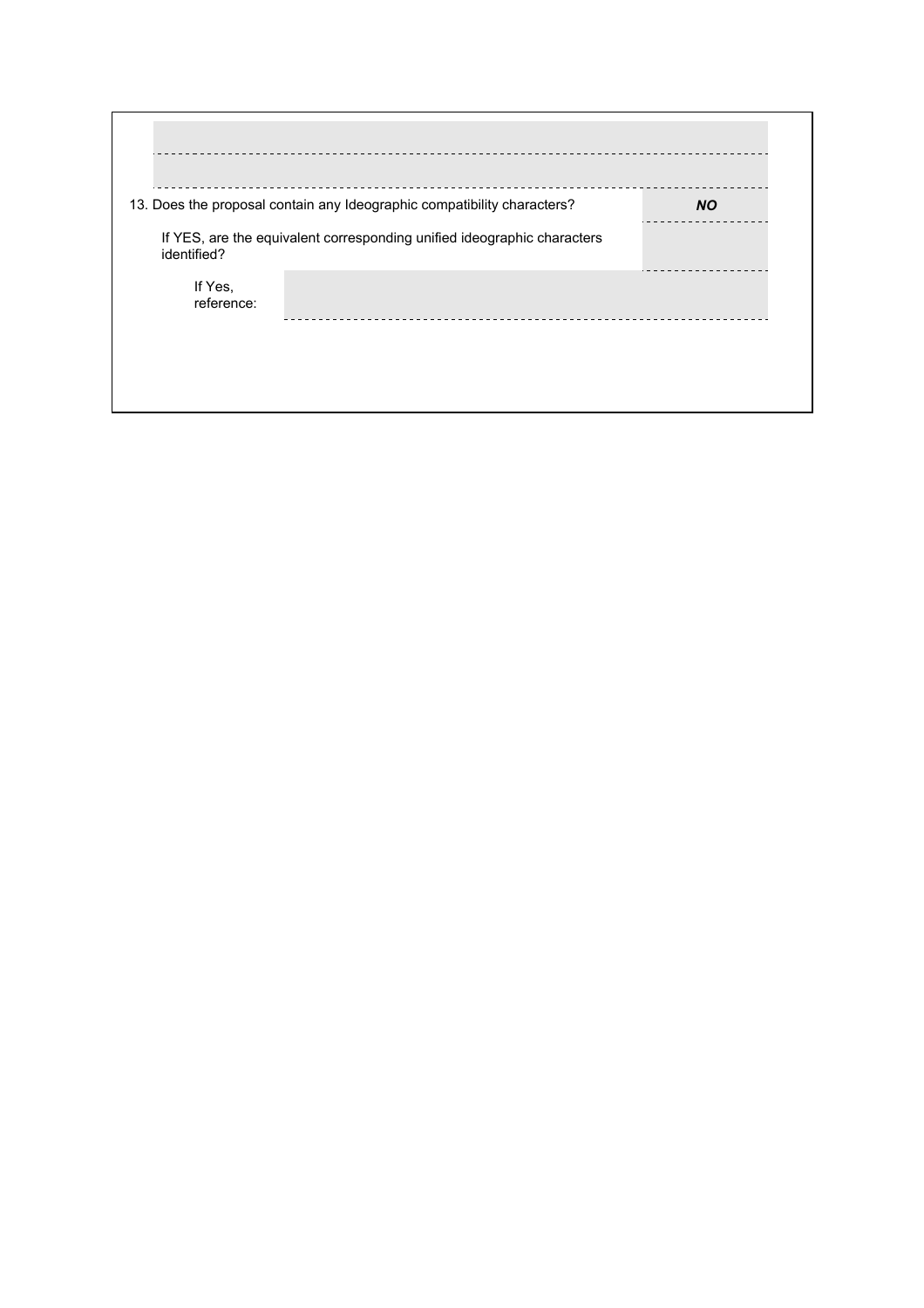13. Does the proposal contain any Ideographic compatibility characters? ***NO***

If YES, are the equivalent corresponding unified ideographic characters identified?

If Yes, reference: